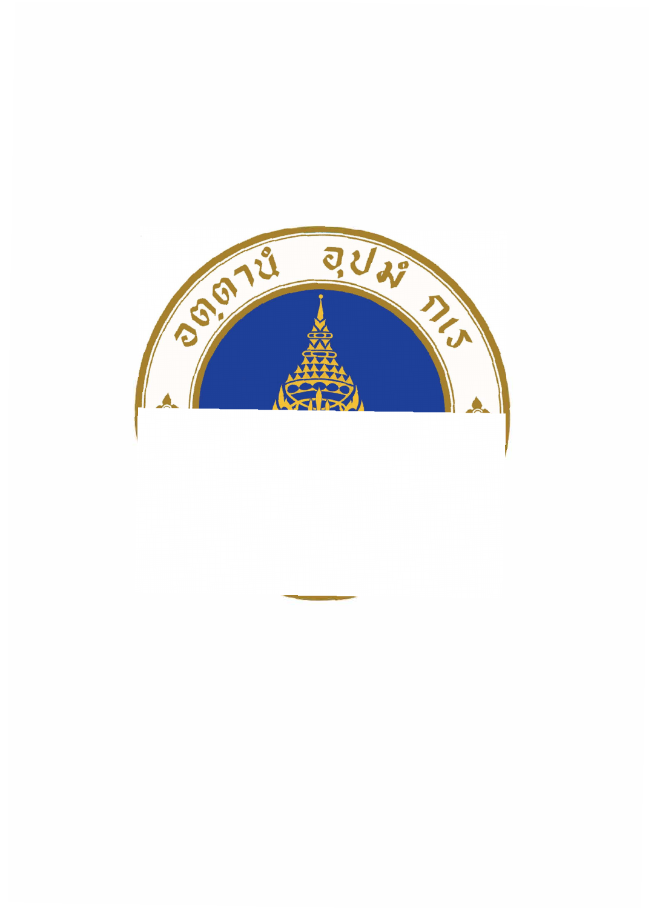อตฺตานํ อุปมํ กเร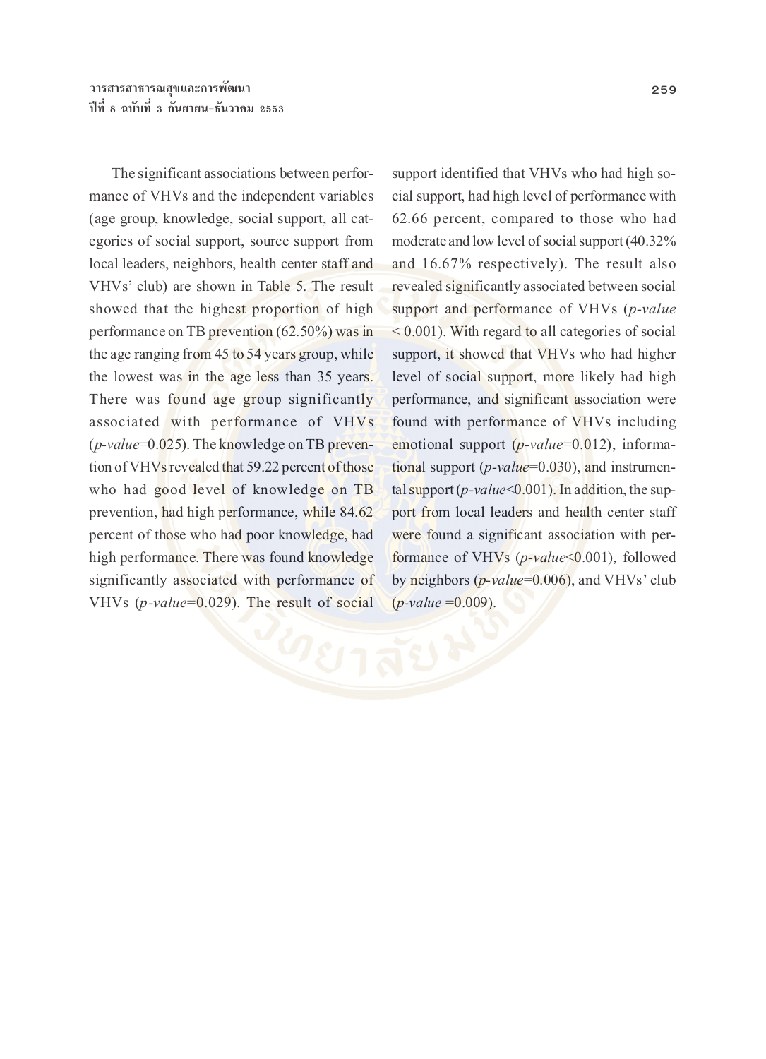The significant associations between performance of VHVs and the independent variables (age group, knowledge, social support, all categories of social support, source support from local leaders, neighbors, health center staff and VHVs' club) are shown in Table 5. The result showed that the highest proportion of high performance on TB prevention (62.50%) was in the age ranging from 45 to 54 years group, while the lowest was in the age less than 35 years. There was found age group significantly associated with performance of VHVs (*p-value*=0.025). The knowledge on TB prevention of VHVs revealed that 59.22 percent of those who had good level of knowledge on TB prevention, had high performance, while 84.62 percent of those who had poor knowledge, had high performance. There was found knowledge significantly associated with performance of VHVs (*p-value*=0.029). The result of social support identified that VHVs who had high social support, had high level of performance with 62.66 percent, compared to those who had moderate and low level of social support (40.32% and 16.67% respectively). The result also revealed significantly associated between social support and performance of VHVs (*p-value* < 0.001). With regard to all categories of social support, it showed that VHVs who had higher level of social support, more likely had high performance, and significant association were found with performance of VHVs including emotional support (*p-value*=0.012), informational support (*p-value*=0.030), and instrumental support (*p-value*<0.001). In addition, the support from local leaders and health center staff were found a significant association with performance of VHVs (*p-value*<0.001), followed by neighbors (*p-value*=0.006), and VHVs' club (*p-value* =0.009).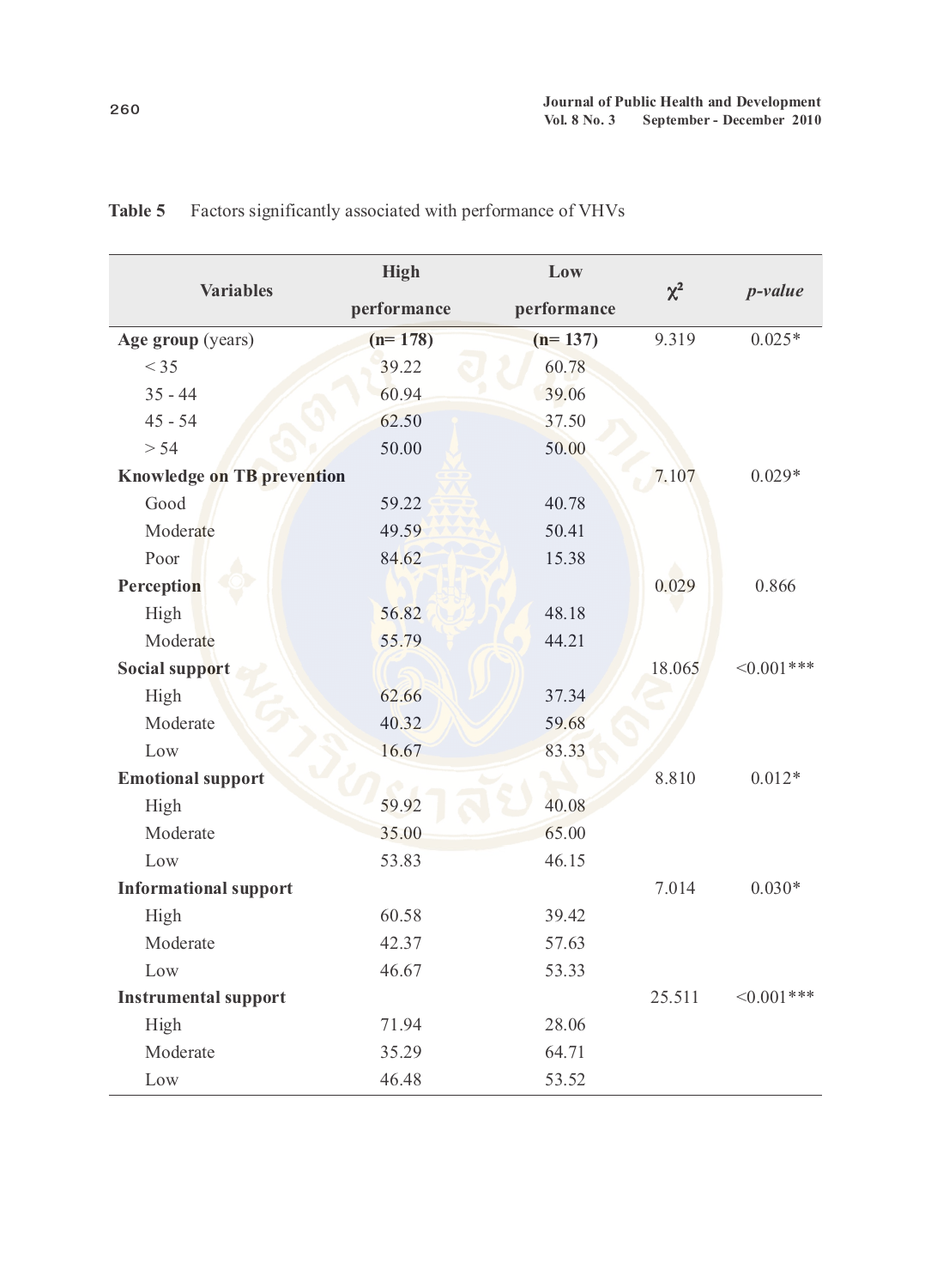**Table 5** Factors significantly associated with performance of VHVs

| Variables | High performance | Low performance | $\chi^2$ | *p-value* |
|---|---|---|---|---|
| **Age group** (years) | **(n= 178)** | **(n= 137)** | 9.319 | 0.025* |
| < 35 | 39.22 | 60.78 | | |
| 35 - 44 | 60.94 | 39.06 | | |
| 45 - 54 | 62.50 | 37.50 | | |
| > 54 | 50.00 | 50.00 | | |
| **Knowledge on TB prevention** | | | 7.107 | 0.029* |
| Good | 59.22 | 40.78 | | |
| Moderate | 49.59 | 50.41 | | |
| Poor | 84.62 | 15.38 | | |
| **Perception** | | | 0.029 | 0.866 |
| High | 56.82 | 48.18 | | |
| Moderate | 55.79 | 44.21 | | |
| **Social support** | | | 18.065 | <0.001*** |
| High | 62.66 | 37.34 | | |
| Moderate | 40.32 | 59.68 | | |
| Low | 16.67 | 83.33 | | |
| **Emotional support** | | | 8.810 | 0.012* |
| High | 59.92 | 40.08 | | |
| Moderate | 35.00 | 65.00 | | |
| Low | 53.83 | 46.15 | | |
| **Informational support** | | | 7.014 | 0.030* |
| High | 60.58 | 39.42 | | |
| Moderate | 42.37 | 57.63 | | |
| Low | 46.67 | 53.33 | | |
| **Instrumental support** | | | 25.511 | <0.001*** |
| High | 71.94 | 28.06 | | |
| Moderate | 35.29 | 64.71 | | |
| Low | 46.48 | 53.52 | | |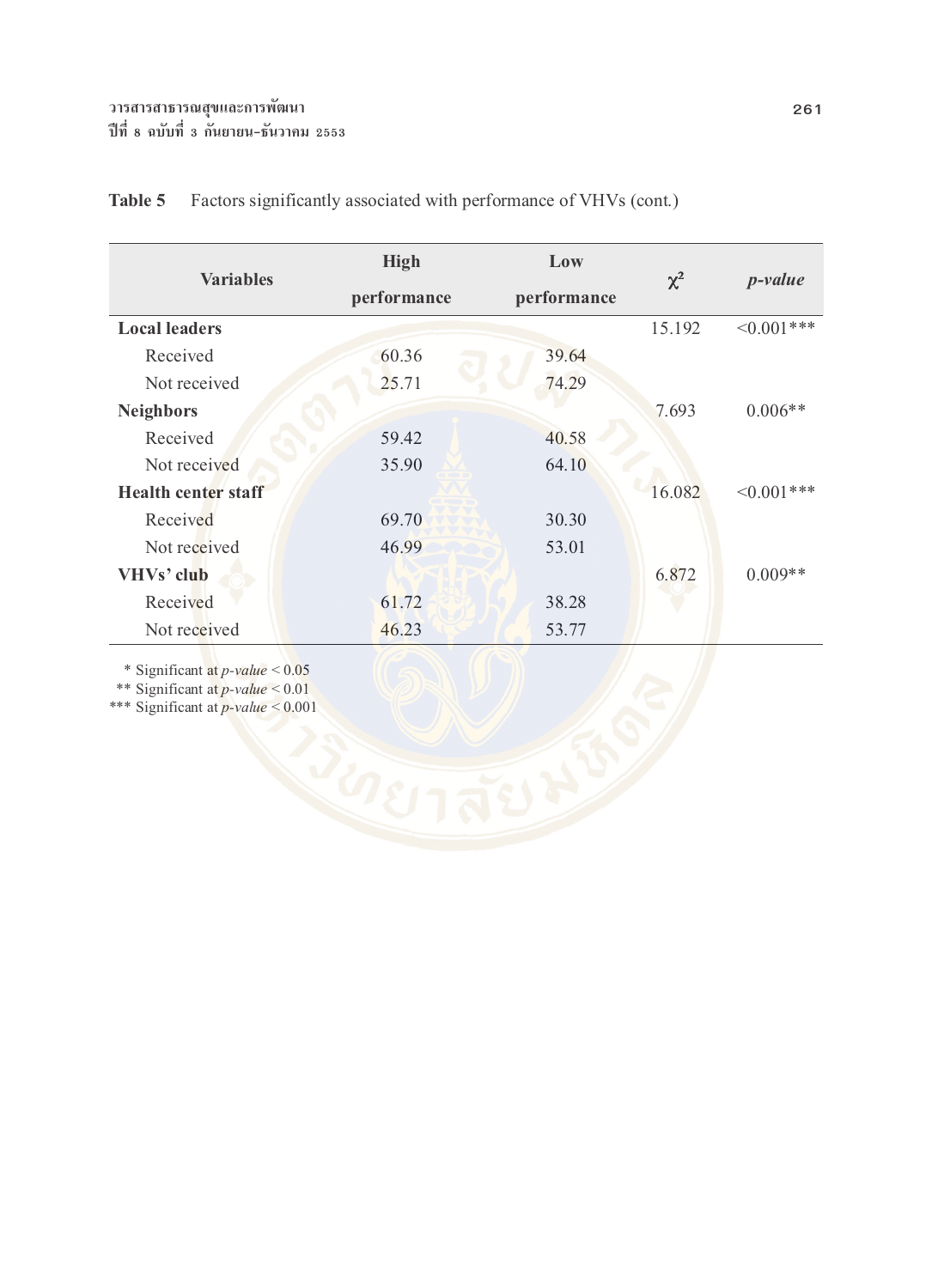**Table 5** Factors significantly associated with performance of VHVs (cont.)

| Variables | High performance | Low performance | $\chi^2$ | *p-value* |
|---|---|---|---|---|
| **Local leaders** | | | 15.192 | <0.001*** |
| Received | 60.36 | 39.64 | | |
| Not received | 25.71 | 74.29 | | |
| **Neighbors** | | | 7.693 | 0.006** |
| Received | 59.42 | 40.58 | | |
| Not received | 35.90 | 64.10 | | |
| **Health center staff** | | | 16.082 | <0.001*** |
| Received | 69.70 | 30.30 | | |
| Not received | 46.99 | 53.01 | | |
| **VHVs' club** | | | 6.872 | 0.009** |
| Received | 61.72 | 38.28 | | |
| Not received | 46.23 | 53.77 | | |

\* Significant at *p-value* < 0.05
\** Significant at *p-value* < 0.01
\*** Significant at *p-value* < 0.001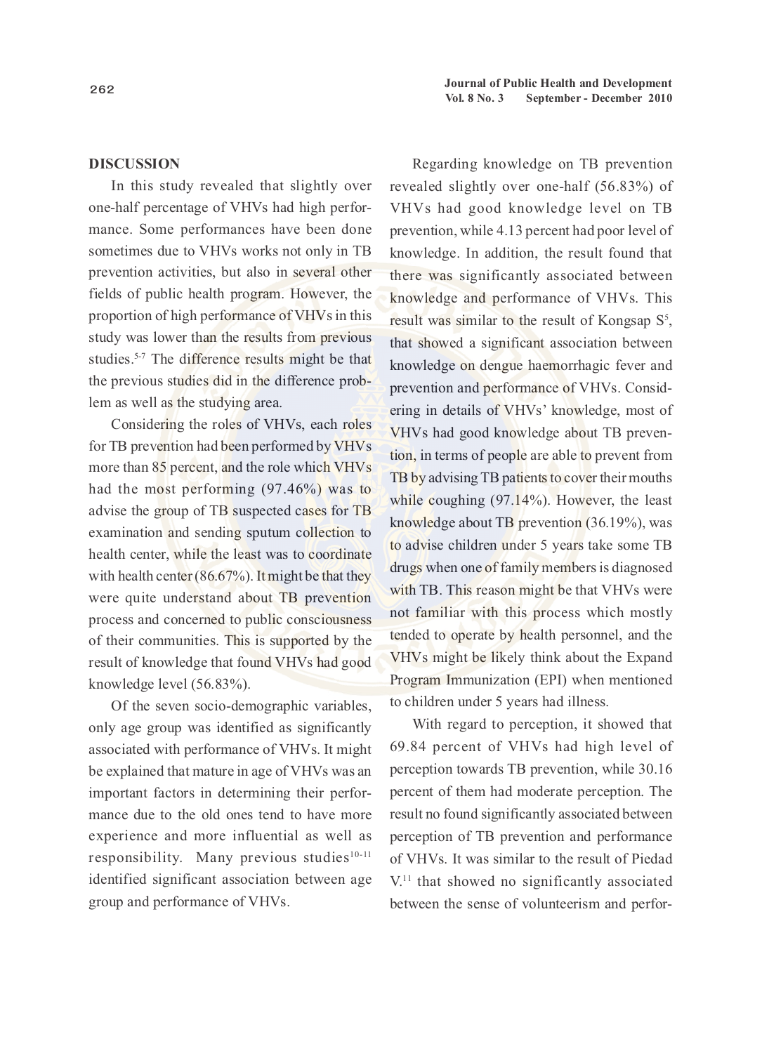## DISCUSSION

In this study revealed that slightly over one-half percentage of VHVs had high performance. Some performances have been done sometimes due to VHVs works not only in TB prevention activities, but also in several other fields of public health program. However, the proportion of high performance of VHVs in this study was lower than the results from previous studies.[5-7] The difference results might be that the previous studies did in the difference problem as well as the studying area.

Considering the roles of VHVs, each roles for TB prevention had been performed by VHVs more than 85 percent, and the role which VHVs had the most performing (97.46%) was to advise the group of TB suspected cases for TB examination and sending sputum collection to health center, while the least was to coordinate with health center (86.67%). It might be that they were quite understand about TB prevention process and concerned to public consciousness of their communities. This is supported by the result of knowledge that found VHVs had good knowledge level (56.83%).

Of the seven socio-demographic variables, only age group was identified as significantly associated with performance of VHVs. It might be explained that mature in age of VHVs was an important factors in determining their performance due to the old ones tend to have more experience and more influential as well as responsibility. Many previous studies[10-11] identified significant association between age group and performance of VHVs.

Regarding knowledge on TB prevention revealed slightly over one-half (56.83%) of VHVs had good knowledge level on TB prevention, while 4.13 percent had poor level of knowledge. In addition, the result found that there was significantly associated between knowledge and performance of VHVs. This result was similar to the result of Kongsap S[5], that showed a significant association between knowledge on dengue haemorrhagic fever and prevention and performance of VHVs. Considering in details of VHVs' knowledge, most of VHVs had good knowledge about TB prevention, in terms of people are able to prevent from TB by advising TB patients to cover their mouths while coughing (97.14%). However, the least knowledge about TB prevention (36.19%), was to advise children under 5 years take some TB drugs when one of family members is diagnosed with TB. This reason might be that VHVs were not familiar with this process which mostly tended to operate by health personnel, and the VHVs might be likely think about the Expand Program Immunization (EPI) when mentioned to children under 5 years had illness.

With regard to perception, it showed that 69.84 percent of VHVs had high level of perception towards TB prevention, while 30.16 percent of them had moderate perception. The result no found significantly associated between perception of TB prevention and performance of VHVs. It was similar to the result of Piedad V.[11] that showed no significantly associated between the sense of volunteerism and perfor-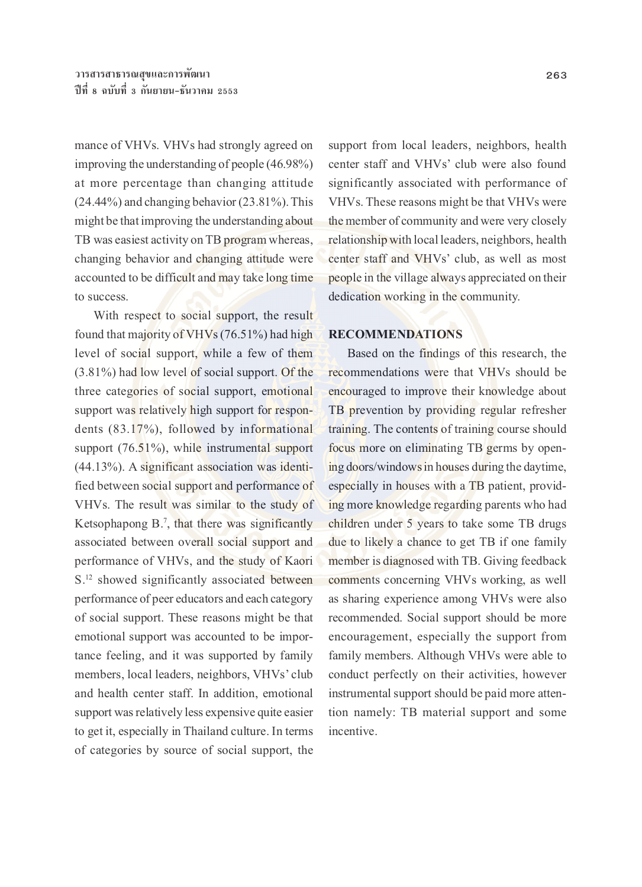mance of VHVs. VHVs had strongly agreed on improving the understanding of people (46.98%) at more percentage than changing attitude (24.44%) and changing behavior (23.81%). This might be that improving the understanding about TB was easiest activity on TB program whereas, changing behavior and changing attitude were accounted to be difficult and may take long time to success.

With respect to social support, the result found that majority of VHVs (76.51%) had high level of social support, while a few of them (3.81%) had low level of social support. Of the three categories of social support, emotional support was relatively high support for respondents (83.17%), followed by informational support (76.51%), while instrumental support (44.13%). A significant association was identified between social support and performance of VHVs. The result was similar to the study of Ketsophapong B.[7], that there was significantly associated between overall social support and performance of VHVs, and the study of Kaori S.[12] showed significantly associated between performance of peer educators and each category of social support. These reasons might be that emotional support was accounted to be importance feeling, and it was supported by family members, local leaders, neighbors, VHVs' club and health center staff. In addition, emotional support was relatively less expensive quite easier to get it, especially in Thailand culture. In terms of categories by source of social support, the support from local leaders, neighbors, health center staff and VHVs' club were also found significantly associated with performance of VHVs. These reasons might be that VHVs were the member of community and were very closely relationship with local leaders, neighbors, health center staff and VHVs' club, as well as most people in the village always appreciated on their dedication working in the community.

## RECOMMENDATIONS

Based on the findings of this research, the recommendations were that VHVs should be encouraged to improve their knowledge about TB prevention by providing regular refresher training. The contents of training course should focus more on eliminating TB germs by opening doors/windows in houses during the daytime, especially in houses with a TB patient, providing more knowledge regarding parents who had children under 5 years to take some TB drugs due to likely a chance to get TB if one family member is diagnosed with TB. Giving feedback comments concerning VHVs working, as well as sharing experience among VHVs were also recommended. Social support should be more encouragement, especially the support from family members. Although VHVs were able to conduct perfectly on their activities, however instrumental support should be paid more attention namely: TB material support and some incentive.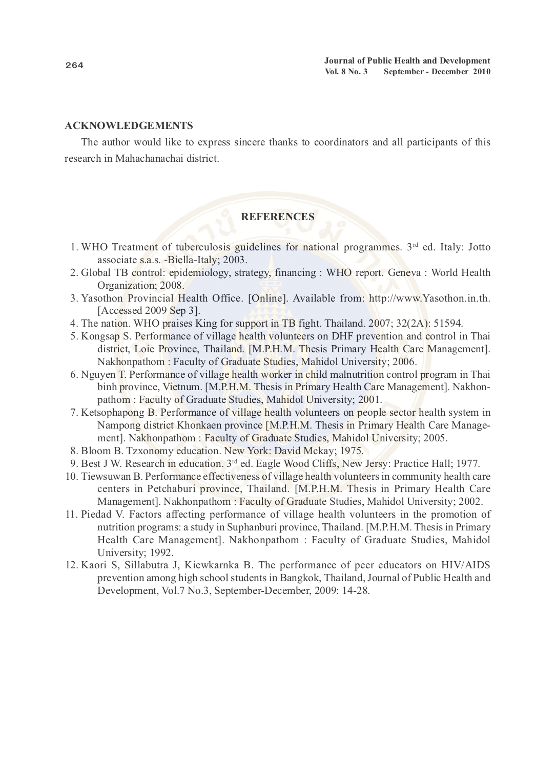## ACKNOWLEDGEMENTS

The author would like to express sincere thanks to coordinators and all participants of this research in Mahachanachai district.

## REFERENCES

1. WHO Treatment of tuberculosis guidelines for national programmes. 3rd ed. Italy: Jotto associate s.a.s. -Biella-Italy; 2003.
2. Global TB control: epidemiology, strategy, financing : WHO report. Geneva : World Health Organization; 2008.
3. Yasothon Provincial Health Office. [Online]. Available from: http://www.Yasothon.in.th. [Accessed 2009 Sep 3].
4. The nation. WHO praises King for support in TB fight. Thailand. 2007; 32(2A): 51594.
5. Kongsap S. Performance of village health volunteers on DHF prevention and control in Thai district, Loie Province, Thailand. [M.P.H.M. Thesis Primary Health Care Management]. Nakhonpathom : Faculty of Graduate Studies, Mahidol University; 2006.
6. Nguyen T. Performance of village health worker in child malnutrition control program in Thai binh province, Vietnum. [M.P.H.M. Thesis in Primary Health Care Management]. Nakhonpathom : Faculty of Graduate Studies, Mahidol University; 2001.
7. Ketsophapong B. Performance of village health volunteers on people sector health system in Nampong district Khonkaen province [M.P.H.M. Thesis in Primary Health Care Management]. Nakhonpathom : Faculty of Graduate Studies, Mahidol University; 2005.
8. Bloom B. Tzxonomy education. New York: David Mckay; 1975.
9. Best J W. Research in education. 3rd ed. Eagle Wood Cliffs, New Jersy: Practice Hall; 1977.
10. Tiewsuwan B. Performance effectiveness of village health volunteers in community health care centers in Petchaburi province, Thailand. [M.P.H.M. Thesis in Primary Health Care Management]. Nakhonpathom : Faculty of Graduate Studies, Mahidol University; 2002.
11. Piedad V. Factors affecting performance of village health volunteers in the promotion of nutrition programs: a study in Suphanburi province, Thailand. [M.P.H.M. Thesis in Primary Health Care Management]. Nakhonpathom : Faculty of Graduate Studies, Mahidol University; 1992.
12. Kaori S, Sillabutra J, Kiewkarnka B. The performance of peer educators on HIV/AIDS prevention among high school students in Bangkok, Thailand, Journal of Public Health and Development, Vol.7 No.3, September-December, 2009: 14-28.